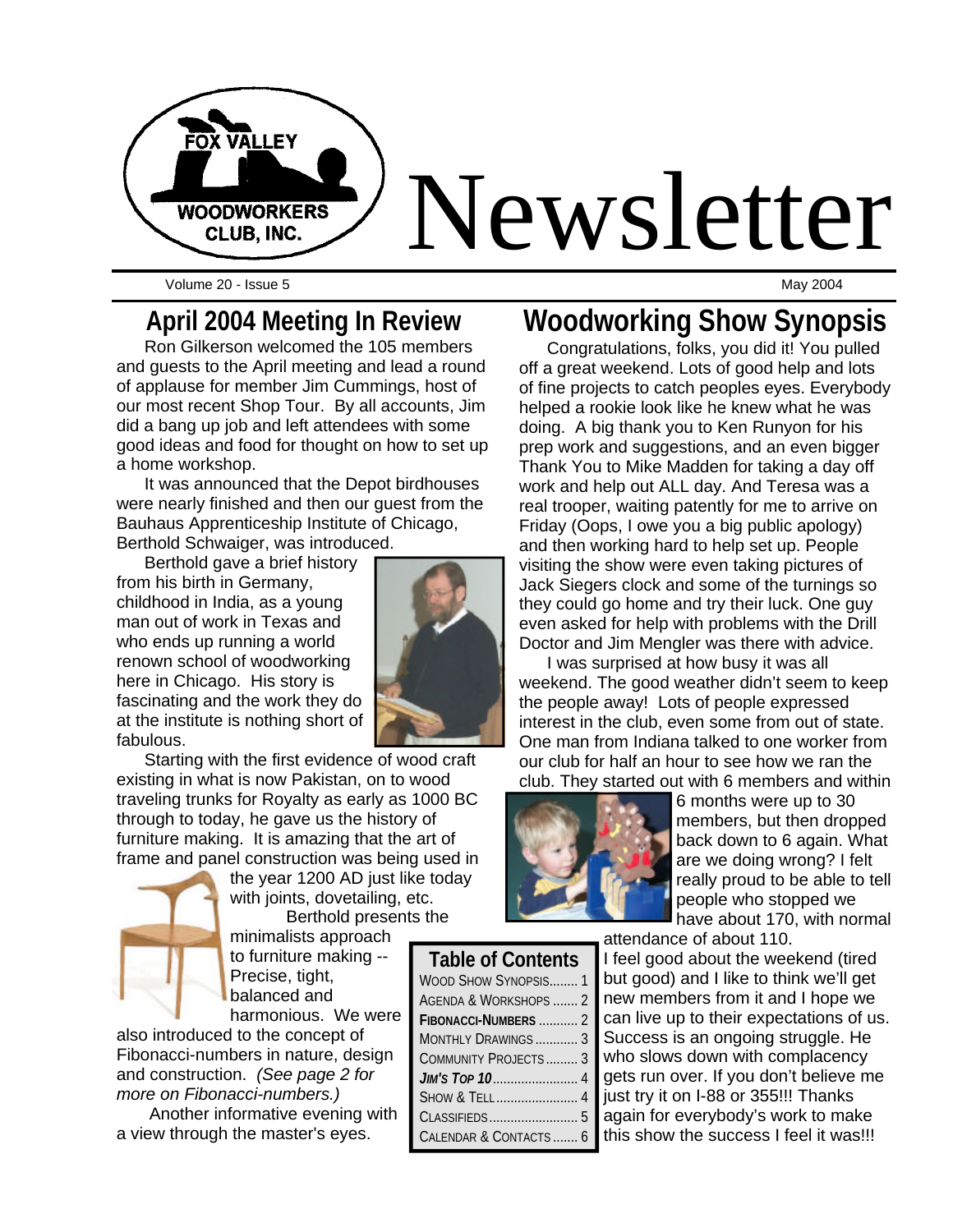# Newsletter

Fox Valley Woodworkers Club, Inc.

Volume 20 - Issue 5 May 2004

## April 2004 Meeting In Review

Ron Gilkerson welcomed the 105 members and guests to the April meeting and lead a round of applause for member Jim Cummings, host of our most recent Shop Tour. By all accounts, Jim did a bang up job and left attendees with some good ideas and food for thought on how to set up a home workshop.

It was announced that the Depot birdhouses were nearly finished and then our guest from the Bauhaus Apprenticeship Institute of Chicago, Berthold Schwaiger, was introduced.

Berthold gave a brief history from his birth in Germany, childhood in India, as a young man out of work in Texas and who ends up running a world renown school of woodworking here in Chicago. His story is fascinating and the work they do at the institute is nothing short of fabulous.

Starting with the first evidence of wood craft existing in what is now Pakistan, on to wood traveling trunks for Royalty as early as 1000 BC through to today, he gave us the history of furniture making. It is amazing that the art of frame and panel construction was being used in the year 1200 AD just like today with joints, dovetailing, etc.

Berthold presents the minimalists approach to furniture making -- Precise, tight, balanced and harmonious. We were also introduced to the concept of Fibonacci-numbers in nature, design and construction. *(See page 2 for more on Fibonacci-numbers.)*

Another informative evening with a view through the master's eyes.

## Woodworking Show Synopsis

Congratulations, folks, you did it! You pulled off a great weekend. Lots of good help and lots of fine projects to catch peoples eyes. Everybody helped a rookie look like he knew what he was doing. A big thank you to Ken Runyon for his prep work and suggestions, and an even bigger Thank You to Mike Madden for taking a day off work and help out ALL day. And Teresa was a real trooper, waiting patently for me to arrive on Friday (Oops, I owe you a big public apology) and then working hard to help set up. People visiting the show were even taking pictures of Jack Siegers clock and some of the turnings so they could go home and try their luck. One guy even asked for help with problems with the Drill Doctor and Jim Mengler was there with advice.

I was surprised at how busy it was all weekend. The good weather didn't seem to keep the people away! Lots of people expressed interest in the club, even some from out of state. One man from Indiana talked to one worker from our club for half an hour to see how we ran the club. They started out with 6 members and within 6 months were up to 30 members, but then dropped back down to 6 again. What are we doing wrong? I felt really proud to be able to tell people who stopped we have about 170, with normal attendance of about 110.

I feel good about the weekend (tired but good) and I like to think we'll get new members from it and I hope we can live up to their expectations of us. Success is an ongoing struggle. He who slows down with complacency gets run over. If you don't believe me just try it on I-88 or 355!!! Thanks again for everybody's work to make this show the success I feel it was!!!

## Table of Contents

| Section | Page |
|---|---|
| Wood Show Synopsis | 1 |
| Agenda & Workshops | 2 |
| **Fibonacci-Numbers** | 2 |
| Monthly Drawings | 3 |
| Community Projects | 3 |
| ***Jim's Top 10*** | 4 |
| Show & Tell | 4 |
| Classifieds | 5 |
| Calendar & Contacts | 6 |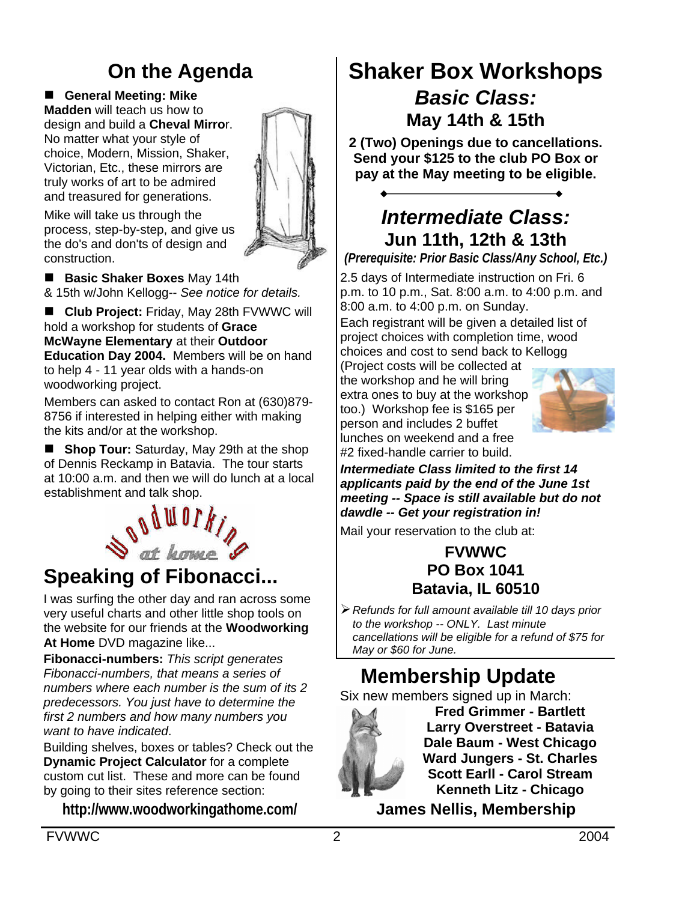## On the Agenda

- **General Meeting: Mike Madden** will teach us how to design and build a **Cheval Mirro**r. No matter what your style of choice, Modern, Mission, Shaker, Victorian, Etc., these mirrors are truly works of art to be admired and treasured for generations.

  Mike will take us through the process, step-by-step, and give us the do's and don'ts of design and construction.

- **Basic Shaker Boxes** May 14th & 15th w/John Kellogg-- *See notice for details.*

- **Club Project:** Friday, May 28th FVWWC will hold a workshop for students of **Grace McWayne Elementary** at their **Outdoor Education Day 2004.** Members will be on hand to help 4 - 11 year olds with a hands-on woodworking project.

  Members can asked to contact Ron at (630)879-8756 if interested in helping either with making the kits and/or at the workshop.

- **Shop Tour:** Saturday, May 29th at the shop of Dennis Reckamp in Batavia. The tour starts at 10:00 a.m. and then we will do lunch at a local establishment and talk shop.

Woodworking at home

## Speaking of Fibonacci...

I was surfing the other day and ran across some very useful charts and other little shop tools on the website for our friends at the **Woodworking At Home** DVD magazine like...

**Fibonacci-numbers:** *This script generates Fibonacci-numbers, that means a series of numbers where each number is the sum of its 2 predecessors. You just have to determine the first 2 numbers and how many numbers you want to have indicated*.

Building shelves, boxes or tables? Check out the **Dynamic Project Calculator** for a complete custom cut list. These and more can be found by going to their sites reference section:

**http://www.woodworkingathome.com/**

## Shaker Box Workshops

### *Basic Class:*
### May 14th & 15th

**2 (Two) Openings due to cancellations. Send your $125 to the club PO Box or pay at the May meeting to be eligible.**

### *Intermediate Class:*
### Jun 11th, 12th & 13th

***(Prerequisite: Prior Basic Class/Any School, Etc.)***

2.5 days of Intermediate instruction on Fri. 6 p.m. to 10 p.m., Sat. 8:00 a.m. to 4:00 p.m. and 8:00 a.m. to 4:00 p.m. on Sunday.

Each registrant will be given a detailed list of project choices with completion time, wood choices and cost to send back to Kellogg (Project costs will be collected at the workshop and he will bring extra ones to buy at the workshop too.) Workshop fee is $165 per person and includes 2 buffet lunches on weekend and a free #2 fixed-handle carrier to build.

***Intermediate Class limited to the first 14 applicants paid by the end of the June 1st meeting -- Space is still available but do not dawdle -- Get your registration in!***

Mail your reservation to the club at:

**FVWWC**
**PO Box 1041**
**Batavia, IL 60510**

- *Refunds for full amount available till 10 days prior to the workshop -- ONLY. Last minute cancellations will be eligible for a refund of $75 for May or $60 for June.*

## Membership Update

Six new members signed up in March:

**Fred Grimmer - Bartlett**
**Larry Overstreet - Batavia**
**Dale Baum - West Chicago**
**Ward Jungers - St. Charles**
**Scott Earll - Carol Stream**
**Kenneth Litz - Chicago**

**James Nellis, Membership**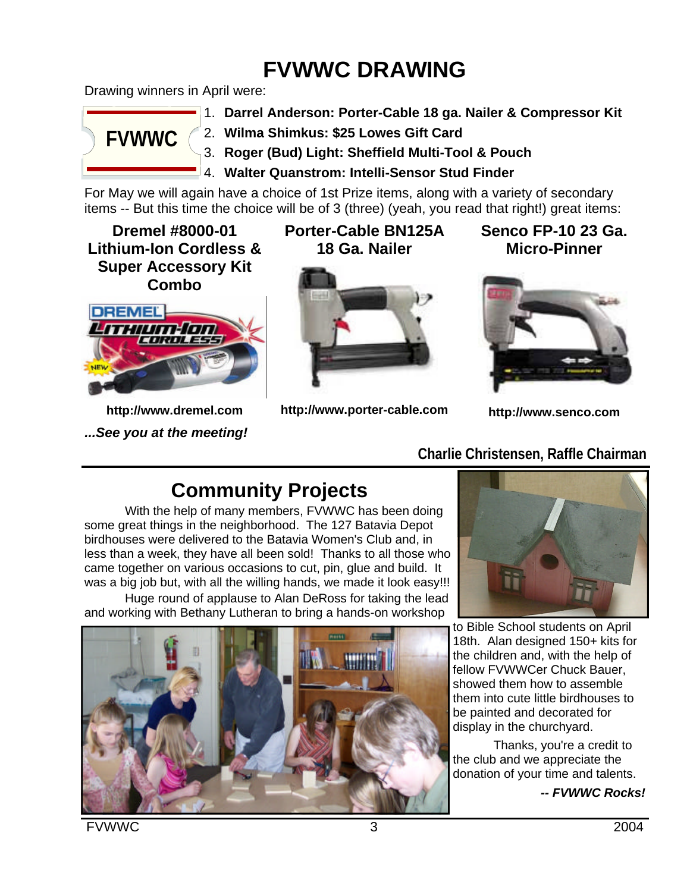# FVWWC DRAWING

Drawing winners in April were:

FVWWC

1. **Darrel Anderson: Porter-Cable 18 ga. Nailer & Compressor Kit**
2. **Wilma Shimkus: $25 Lowes Gift Card**
3. **Roger (Bud) Light: Sheffield Multi-Tool & Pouch**
4. **Walter Quanstrom: Intelli-Sensor Stud Finder**

For May we will again have a choice of 1st Prize items, along with a variety of secondary items -- But this time the choice will be of 3 (three) (yeah, you read that right!) great items:

**Dremel #8000-01 Lithium-Ion Cordless & Super Accessory Kit Combo**

**http://www.dremel.com**

**Porter-Cable BN125A 18 Ga. Nailer**

**http://www.porter-cable.com**

**Senco FP-10 23 Ga. Micro-Pinner**

**http://www.senco.com**

***...See you at the meeting!***

**Charlie Christensen, Raffle Chairman**

## Community Projects

With the help of many members, FVWWC has been doing some great things in the neighborhood. The 127 Batavia Depot birdhouses were delivered to the Batavia Women's Club and, in less than a week, they have all been sold! Thanks to all those who came together on various occasions to cut, pin, glue and build. It was a big job but, with all the willing hands, we made it look easy!!!

Huge round of applause to Alan DeRoss for taking the lead and working with Bethany Lutheran to bring a hands-on workshop to Bible School students on April 18th. Alan designed 150+ kits for the children and, with the help of fellow FVWWCer Chuck Bauer, showed them how to assemble them into cute little birdhouses to be painted and decorated for display in the churchyard.

Thanks, you're a credit to the club and we appreciate the donation of your time and talents.

***-- FVWWC Rocks!***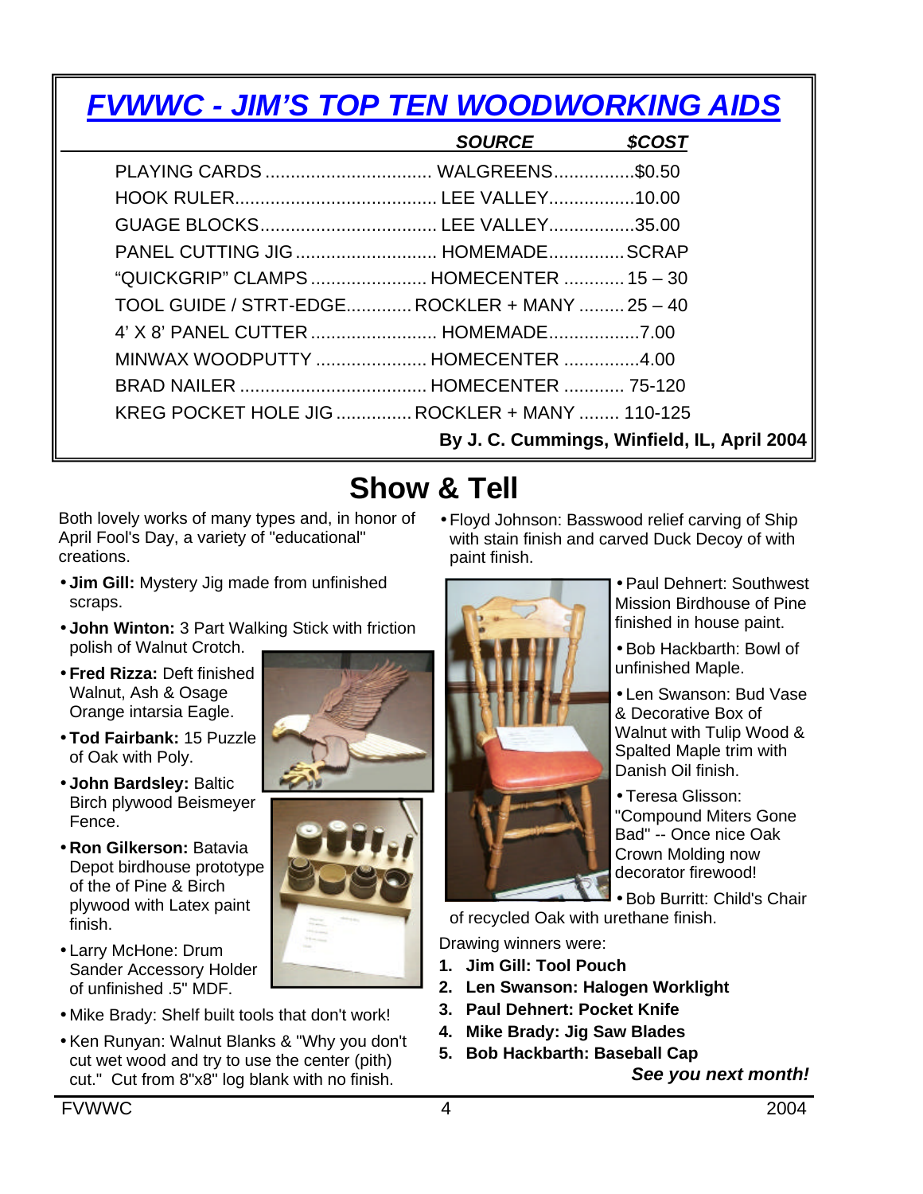## *FVWWC - JIM'S TOP TEN WOODWORKING AIDS*

| | ***SOURCE*** | ***$COST*** |
|---|---|---|
| PLAYING CARDS | WALGREENS | $0.50 |
| HOOK RULER | LEE VALLEY | 10.00 |
| GUAGE BLOCKS | LEE VALLEY | 35.00 |
| PANEL CUTTING JIG | HOMEMADE | SCRAP |
| "QUICKGRIP" CLAMPS | HOMECENTER | 15 – 30 |
| TOOL GUIDE / STRT-EDGE | ROCKLER + MANY | 25 – 40 |
| 4' X 8' PANEL CUTTER | HOMEMADE | 7.00 |
| MINWAX WOODPUTTY | HOMECENTER | 4.00 |
| BRAD NAILER | HOMECENTER | 75-120 |
| KREG POCKET HOLE JIG | ROCKLER + MANY | 110-125 |

**By J. C. Cummings, Winfield, IL, April 2004**

# Show & Tell

Both lovely works of many types and, in honor of April Fool's Day, a variety of "educational" creations.

- **Jim Gill:** Mystery Jig made from unfinished scraps.
- **John Winton:** 3 Part Walking Stick with friction polish of Walnut Crotch.
- **Fred Rizza:** Deft finished Walnut, Ash & Osage Orange intarsia Eagle.
- **Tod Fairbank:** 15 Puzzle of Oak with Poly.
- **John Bardsley:** Baltic Birch plywood Beismeyer Fence.
- **Ron Gilkerson:** Batavia Depot birdhouse prototype of the Pine & Birch plywood with Latex paint finish.
- Larry McHone: Drum Sander Accessory Holder of unfinished .5" MDF.
- Mike Brady: Shelf built tools that don't work!
- Ken Runyan: Walnut Blanks & "Why you don't cut wet wood and try to use the center (pith) cut." Cut from 8"x8" log blank with no finish.
- Floyd Johnson: Basswood relief carving of Ship with stain finish and carved Duck Decoy of with paint finish.
- Paul Dehnert: Southwest Mission Birdhouse of Pine finished in house paint.
- Bob Hackbarth: Bowl of unfinished Maple.
- Len Swanson: Bud Vase & Decorative Box of Walnut with Tulip Wood & Spalted Maple trim with Danish Oil finish.
- Teresa Glisson: "Compound Miters Gone Bad" -- Once nice Oak Crown Molding now decorator firewood!
- Bob Burritt: Child's Chair of recycled Oak with urethane finish.

Drawing winners were:

1. **Jim Gill: Tool Pouch**
2. **Len Swanson: Halogen Worklight**
3. **Paul Dehnert: Pocket Knife**
4. **Mike Brady: Jig Saw Blades**
5. **Bob Hackbarth: Baseball Cap**

***See you next month!***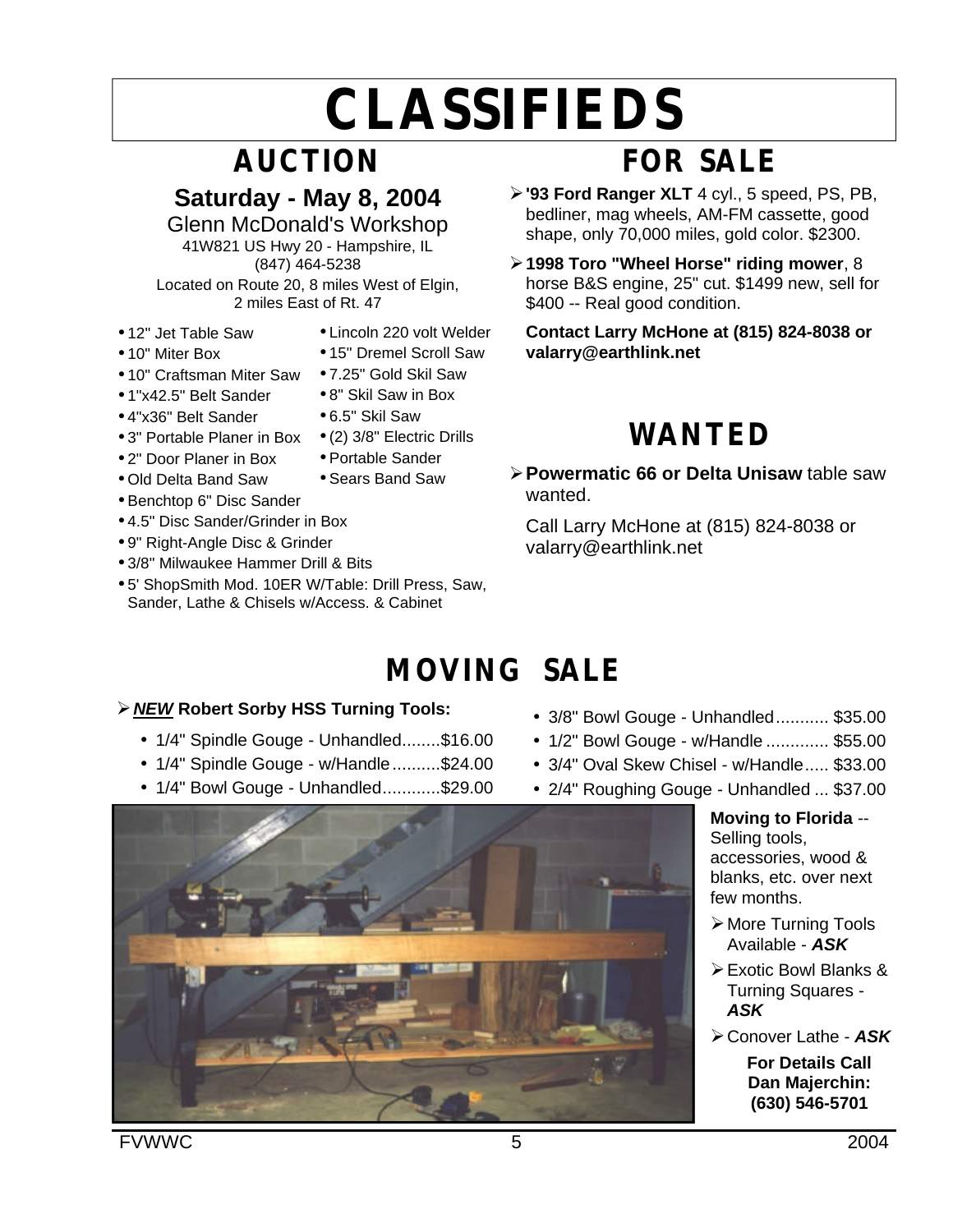# CLASSIFIEDS

## AUCTION

### Saturday - May 8, 2004

Glenn McDonald's Workshop
41W821 US Hwy 20 - Hampshire, IL
(847) 464-5238
Located on Route 20, 8 miles West of Elgin, 2 miles East of Rt. 47

- 12" Jet Table Saw
- 10" Miter Box
- 10" Craftsman Miter Saw
- 1"x42.5" Belt Sander
- 4"x36" Belt Sander
- 3" Portable Planer in Box
- 2" Door Planer in Box
- Old Delta Band Saw
- Lincoln 220 volt Welder
- 15" Dremel Scroll Saw
- 7.25" Gold Skil Saw
- 8" Skil Saw in Box
- 6.5" Skil Saw
- (2) 3/8" Electric Drills
- Portable Sander
- Sears Band Saw
- Benchtop 6" Disc Sander
- 4.5" Disc Sander/Grinder in Box
- 9" Right-Angle Disc & Grinder
- 3/8" Milwaukee Hammer Drill & Bits
- 5' ShopSmith Mod. 10ER W/Table: Drill Press, Saw, Sander, Lathe & Chisels w/Access. & Cabinet

## FOR SALE

- **'93 Ford Ranger XLT** 4 cyl., 5 speed, PS, PB, bedliner, mag wheels, AM-FM cassette, good shape, only 70,000 miles, gold color. $2300.
- **1998 Toro "Wheel Horse" riding mower**, 8 horse B&S engine, 25" cut. $1499 new, sell for $400 -- Real good condition.

**Contact Larry McHone at (815) 824-8038 or valarry@earthlink.net**

## WANTED

- **Powermatic 66 or Delta Unisaw** table saw wanted.

Call Larry McHone at (815) 824-8038 or valarry@earthlink.net

## MOVING SALE

- ***NEW*** **Robert Sorby HSS Turning Tools:**
  - 1/4" Spindle Gouge - Unhandled........$16.00
  - 1/4" Spindle Gouge - w/Handle..........$24.00
  - 1/4" Bowl Gouge - Unhandled............$29.00
  - 3/8" Bowl Gouge - Unhandled........... $35.00
  - 1/2" Bowl Gouge - w/Handle ............. $55.00
  - 3/4" Oval Skew Chisel - w/Handle..... $33.00
  - 2/4" Roughing Gouge - Unhandled ... $37.00

**Moving to Florida** -- Selling tools, accessories, wood & blanks, etc. over next few months.

- More Turning Tools Available - ***ASK***
- Exotic Bowl Blanks & Turning Squares - ***ASK***
- Conover Lathe - ***ASK***

**For Details Call Dan Majerchin: (630) 546-5701**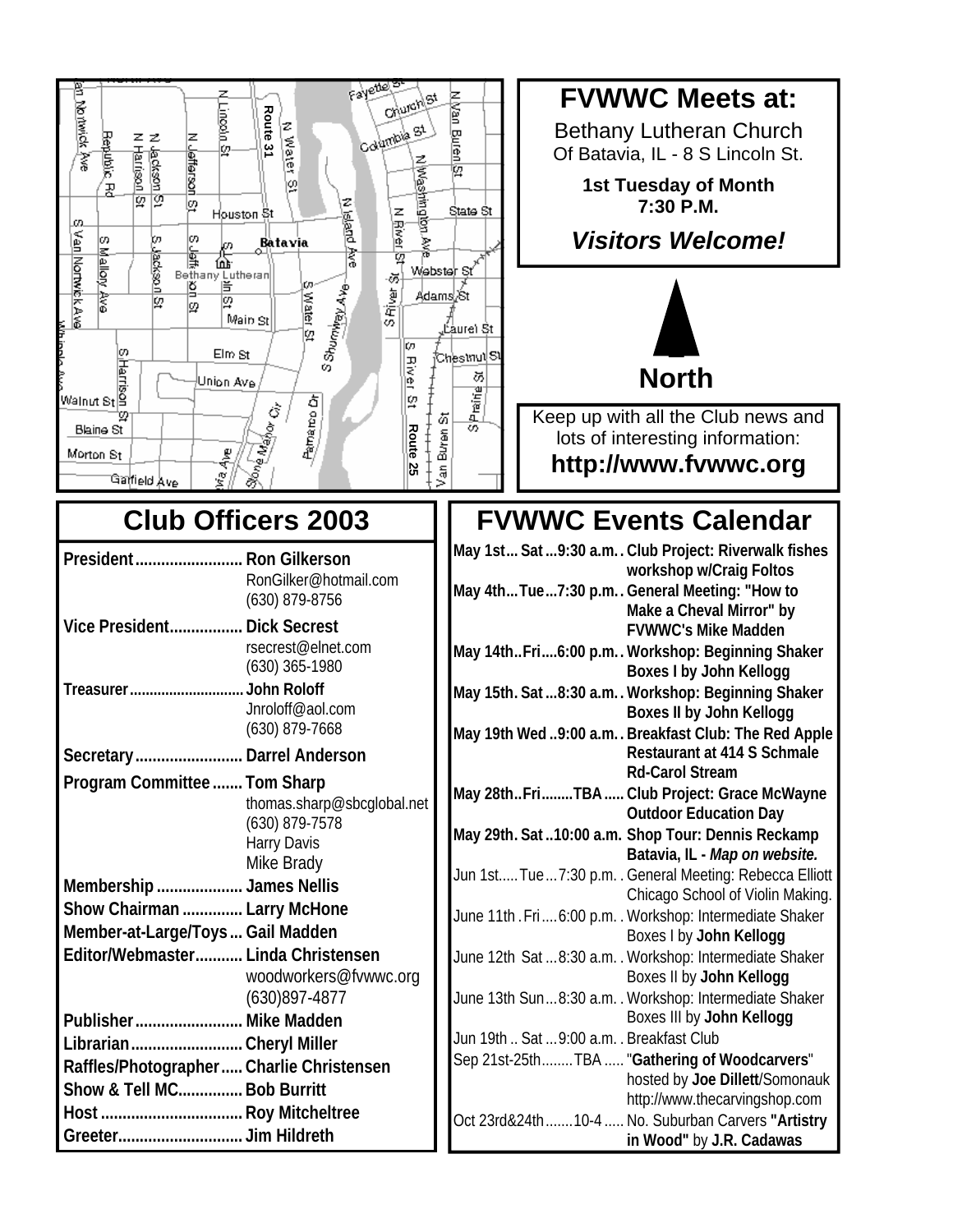## FVWWC Meets at:

Bethany Lutheran Church
Of Batavia, IL - 8 S Lincoln St.

**1st Tuesday of Month**
**7:30 P.M.**

***Visitors Welcome!***

**North**

Keep up with all the Club news and lots of interesting information:
**http://www.fvwwc.org**

## Club Officers 2003

**President** ......................... **Ron Gilkerson**
RonGilker@hotmail.com
(630) 879-8756

**Vice President** ................. **Dick Secrest**
rsecrest@elnet.com
(630) 365-1980

**Treasurer** ............................ **John Roloff**
Jnroloff@aol.com
(630) 879-7668

**Secretary** ......................... **Darrel Anderson**

**Program Committee** ....... **Tom Sharp**
thomas.sharp@sbcglobal.net
(630) 879-7578
Harry Davis
Mike Brady

**Membership** .................... **James Nellis**

**Show Chairman** .............. **Larry McHone**

**Member-at-Large/Toys** ... **Gail Madden**

**Editor/Webmaster**........... **Linda Christensen**
woodworkers@fvwwc.org
(630)897-4877

**Publisher** ......................... **Mike Madden**

**Librarian** .......................... **Cheryl Miller**

**Raffles/Photographer** ..... **Charlie Christensen**

**Show & Tell MC**............... **Bob Burritt**

**Host** ................................ **Roy Mitcheltree**

**Greeter**............................ **Jim Hildreth**

## FVWWC Events Calendar

| | |
|---|---|
| **May 1st... Sat ...9:30 a.m.** | **Club Project: Riverwalk fishes workshop w/Craig Foltos** |
| **May 4th...Tue...7:30 p.m.** | **General Meeting: "How to Make a Cheval Mirror" by FVWWC's Mike Madden** |
| **May 14th..Fri....6:00 p.m.** | **Workshop: Beginning Shaker Boxes I by John Kellogg** |
| **May 15th. Sat ...8:30 a.m.** | **Workshop: Beginning Shaker Boxes II by John Kellogg** |
| **May 19th Wed ..9:00 a.m.** | **Breakfast Club: The Red Apple Restaurant at 414 S Schmale Rd-Carol Stream** |
| **May 28th..Fri........TBA** | **Club Project: Grace McWayne Outdoor Education Day** |
| **May 29th. Sat ..10:00 a.m.** | **Shop Tour: Dennis Reckamp Batavia, IL -** ***Map on website.*** |
| Jun 1st..... Tue ... 7:30 p.m. | General Meeting: Rebecca Elliott Chicago School of Violin Making. |
| June 11th . Fri .... 6:00 p.m. | Workshop: Intermediate Shaker Boxes I by **John Kellogg** |
| June 12th Sat ... 8:30 a.m. | Workshop: Intermediate Shaker Boxes II by **John Kellogg** |
| June 13th Sun ... 8:30 a.m. | Workshop: Intermediate Shaker Boxes III by **John Kellogg** |
| Jun 19th .. Sat ... 9:00 a.m. | Breakfast Club |
| Sep 21st-25th........TBA | "**Gathering of Woodcarvers**" hosted by **Joe Dillett**/Somonauk http://www.thecarvingshop.com |
| Oct 23rd&24th .......10-4 | No. Suburban Carvers **"Artistry in Wood"** by **J.R. Cadawas** |